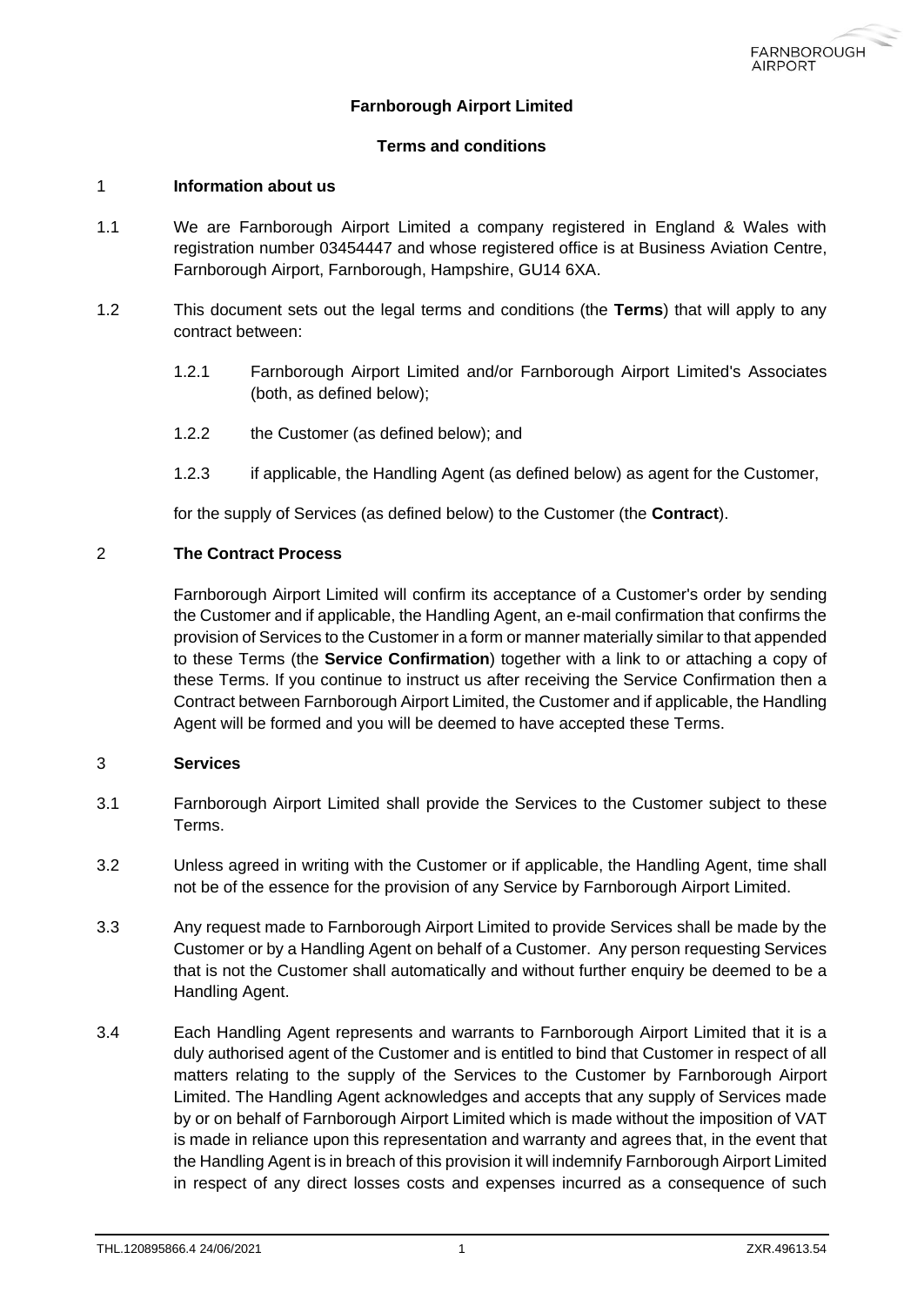**Farnborough Airport Limited**

**Terms and conditions**

## 1 Information about us

1.1 We are Farnborough Airport Limited a company registered in England & Wales with registration number 03454447 and whose registered office is at Business Aviation Centre, Farnborough Airport, Farnborough, Hampshire, GU14 6XA.

1.2 This document sets out the legal terms and conditions (the **Terms**) that will apply to any contract between:

1.2.1 Farnborough Airport Limited and/or Farnborough Airport Limited's Associates (both, as defined below);

1.2.2 the Customer (as defined below); and

1.2.3 if applicable, the Handling Agent (as defined below) as agent for the Customer,

for the supply of Services (as defined below) to the Customer (the **Contract**).

## 2 The Contract Process

Farnborough Airport Limited will confirm its acceptance of a Customer's order by sending the Customer and if applicable, the Handling Agent, an e-mail confirmation that confirms the provision of Services to the Customer in a form or manner materially similar to that appended to these Terms (the **Service Confirmation**) together with a link to or attaching a copy of these Terms. If you continue to instruct us after receiving the Service Confirmation then a Contract between Farnborough Airport Limited, the Customer and if applicable, the Handling Agent will be formed and you will be deemed to have accepted these Terms.

## 3 Services

3.1 Farnborough Airport Limited shall provide the Services to the Customer subject to these Terms.

3.2 Unless agreed in writing with the Customer or if applicable, the Handling Agent, time shall not be of the essence for the provision of any Service by Farnborough Airport Limited.

3.3 Any request made to Farnborough Airport Limited to provide Services shall be made by the Customer or by a Handling Agent on behalf of a Customer. Any person requesting Services that is not the Customer shall automatically and without further enquiry be deemed to be a Handling Agent.

3.4 Each Handling Agent represents and warrants to Farnborough Airport Limited that it is a duly authorised agent of the Customer and is entitled to bind that Customer in respect of all matters relating to the supply of the Services to the Customer by Farnborough Airport Limited. The Handling Agent acknowledges and accepts that any supply of Services made by or on behalf of Farnborough Airport Limited which is made without the imposition of VAT is made in reliance upon this representation and warranty and agrees that, in the event that the Handling Agent is in breach of this provision it will indemnify Farnborough Airport Limited in respect of any direct losses costs and expenses incurred as a consequence of such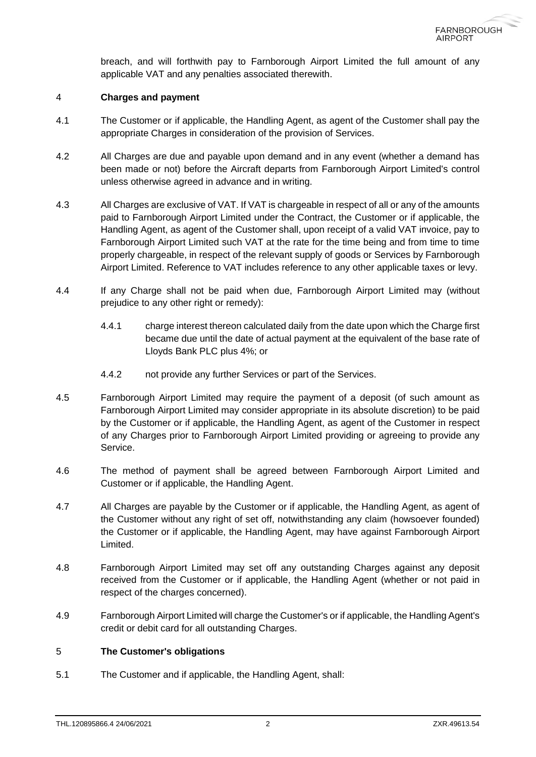breach, and will forthwith pay to Farnborough Airport Limited the full amount of any applicable VAT and any penalties associated therewith.

## 4 Charges and payment

4.1 The Customer or if applicable, the Handling Agent, as agent of the Customer shall pay the appropriate Charges in consideration of the provision of Services.

4.2 All Charges are due and payable upon demand and in any event (whether a demand has been made or not) before the Aircraft departs from Farnborough Airport Limited's control unless otherwise agreed in advance and in writing.

4.3 All Charges are exclusive of VAT. If VAT is chargeable in respect of all or any of the amounts paid to Farnborough Airport Limited under the Contract, the Customer or if applicable, the Handling Agent, as agent of the Customer shall, upon receipt of a valid VAT invoice, pay to Farnborough Airport Limited such VAT at the rate for the time being and from time to time properly chargeable, in respect of the relevant supply of goods or Services by Farnborough Airport Limited. Reference to VAT includes reference to any other applicable taxes or levy.

4.4 If any Charge shall not be paid when due, Farnborough Airport Limited may (without prejudice to any other right or remedy):

4.4.1 charge interest thereon calculated daily from the date upon which the Charge first became due until the date of actual payment at the equivalent of the base rate of Lloyds Bank PLC plus 4%; or

4.4.2 not provide any further Services or part of the Services.

4.5 Farnborough Airport Limited may require the payment of a deposit (of such amount as Farnborough Airport Limited may consider appropriate in its absolute discretion) to be paid by the Customer or if applicable, the Handling Agent, as agent of the Customer in respect of any Charges prior to Farnborough Airport Limited providing or agreeing to provide any Service.

4.6 The method of payment shall be agreed between Farnborough Airport Limited and Customer or if applicable, the Handling Agent.

4.7 All Charges are payable by the Customer or if applicable, the Handling Agent, as agent of the Customer without any right of set off, notwithstanding any claim (howsoever founded) the Customer or if applicable, the Handling Agent, may have against Farnborough Airport Limited.

4.8 Farnborough Airport Limited may set off any outstanding Charges against any deposit received from the Customer or if applicable, the Handling Agent (whether or not paid in respect of the charges concerned).

4.9 Farnborough Airport Limited will charge the Customer's or if applicable, the Handling Agent's credit or debit card for all outstanding Charges.

## 5 The Customer's obligations

5.1 The Customer and if applicable, the Handling Agent, shall: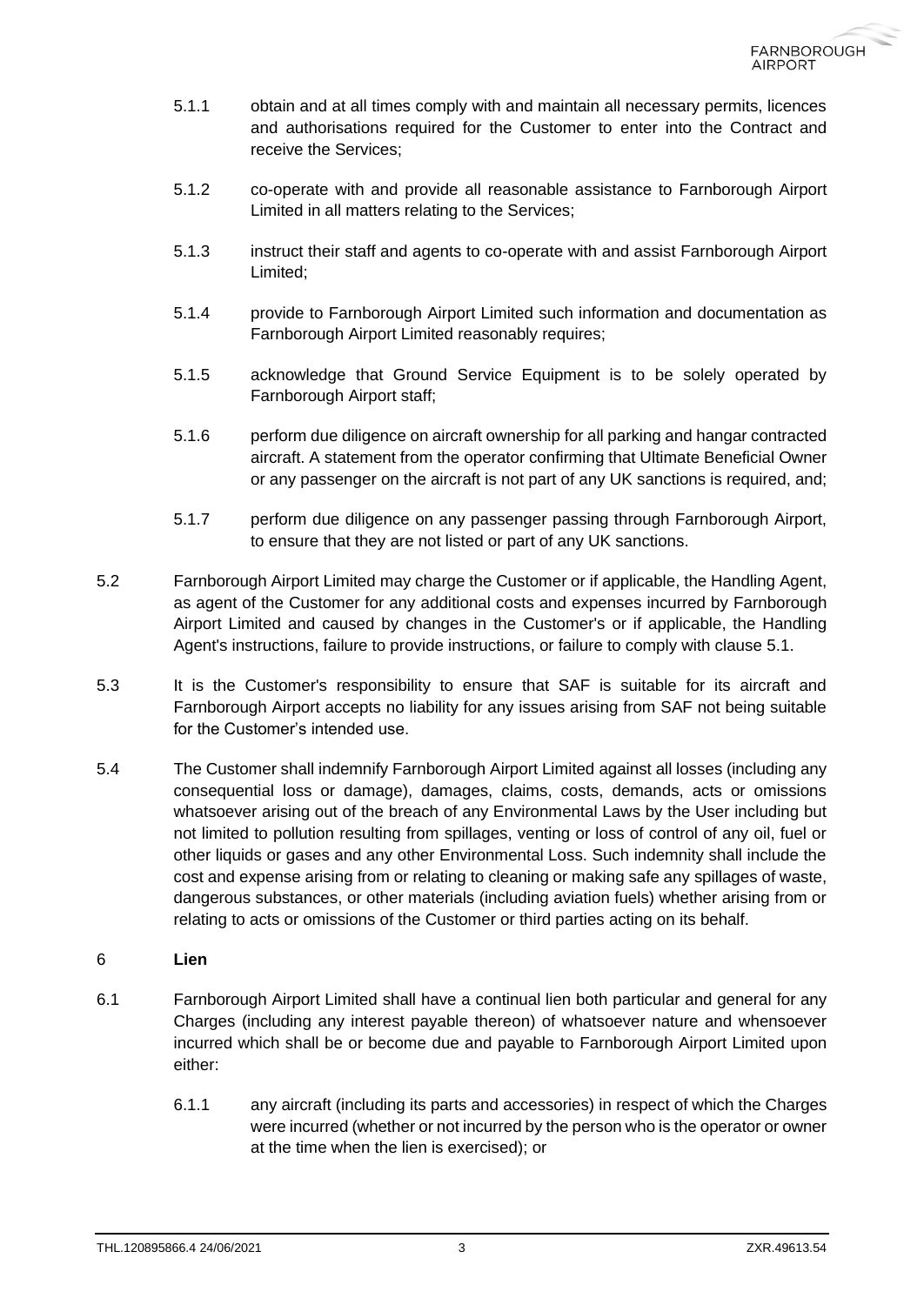5.1.1 obtain and at all times comply with and maintain all necessary permits, licences and authorisations required for the Customer to enter into the Contract and receive the Services;

5.1.2 co-operate with and provide all reasonable assistance to Farnborough Airport Limited in all matters relating to the Services;

5.1.3 instruct their staff and agents to co-operate with and assist Farnborough Airport Limited;

5.1.4 provide to Farnborough Airport Limited such information and documentation as Farnborough Airport Limited reasonably requires;

5.1.5 acknowledge that Ground Service Equipment is to be solely operated by Farnborough Airport staff;

5.1.6 perform due diligence on aircraft ownership for all parking and hangar contracted aircraft. A statement from the operator confirming that Ultimate Beneficial Owner or any passenger on the aircraft is not part of any UK sanctions is required, and;

5.1.7 perform due diligence on any passenger passing through Farnborough Airport, to ensure that they are not listed or part of any UK sanctions.

5.2 Farnborough Airport Limited may charge the Customer or if applicable, the Handling Agent, as agent of the Customer for any additional costs and expenses incurred by Farnborough Airport Limited and caused by changes in the Customer's or if applicable, the Handling Agent's instructions, failure to provide instructions, or failure to comply with clause 5.1.

5.3 It is the Customer's responsibility to ensure that SAF is suitable for its aircraft and Farnborough Airport accepts no liability for any issues arising from SAF not being suitable for the Customer's intended use.

5.4 The Customer shall indemnify Farnborough Airport Limited against all losses (including any consequential loss or damage), damages, claims, costs, demands, acts or omissions whatsoever arising out of the breach of any Environmental Laws by the User including but not limited to pollution resulting from spillages, venting or loss of control of any oil, fuel or other liquids or gases and any other Environmental Loss. Such indemnity shall include the cost and expense arising from or relating to cleaning or making safe any spillages of waste, dangerous substances, or other materials (including aviation fuels) whether arising from or relating to acts or omissions of the Customer or third parties acting on its behalf.

## 6 Lien

6.1 Farnborough Airport Limited shall have a continual lien both particular and general for any Charges (including any interest payable thereon) of whatsoever nature and whensoever incurred which shall be or become due and payable to Farnborough Airport Limited upon either:

6.1.1 any aircraft (including its parts and accessories) in respect of which the Charges were incurred (whether or not incurred by the person who is the operator or owner at the time when the lien is exercised); or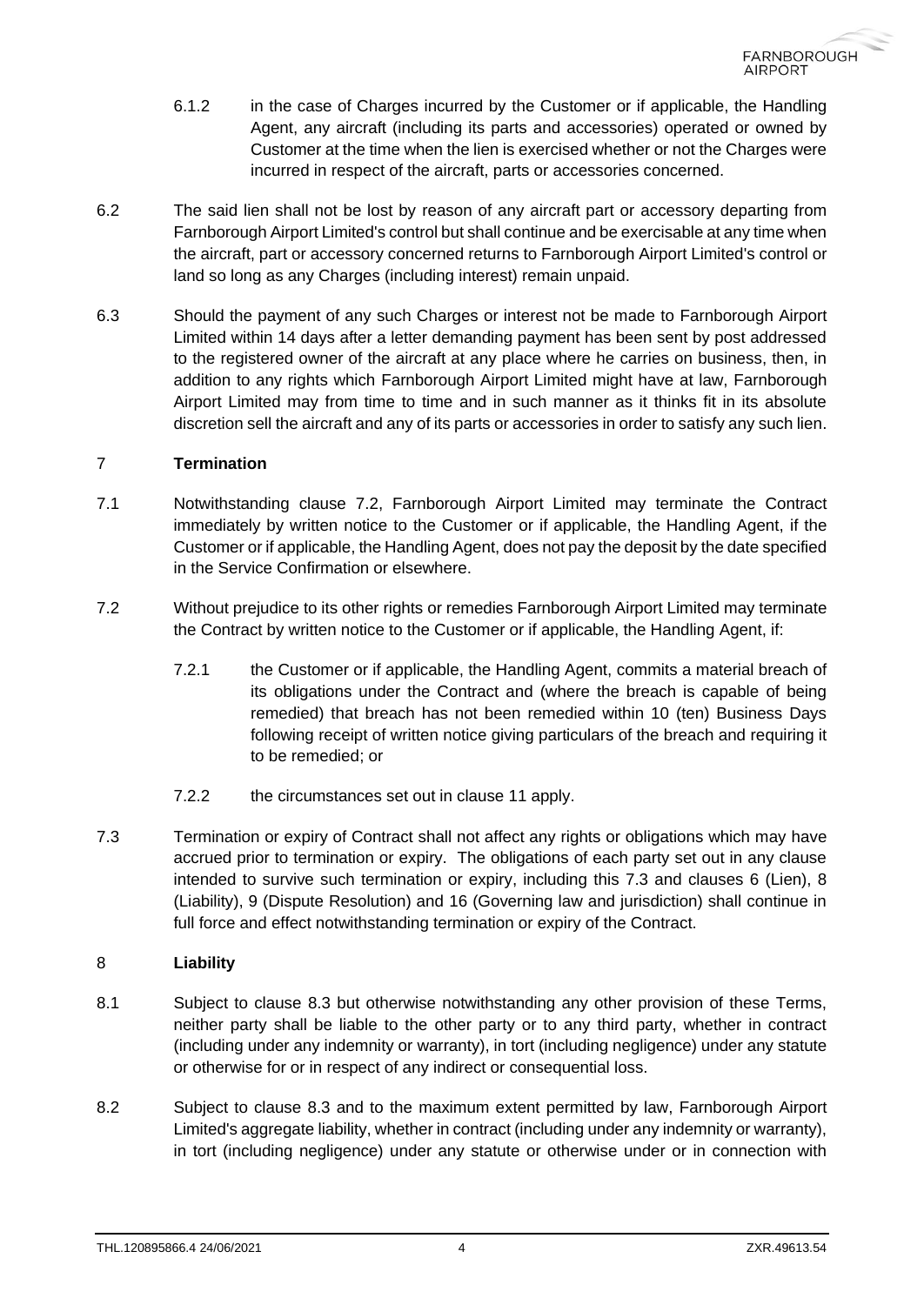6.1.2 in the case of Charges incurred by the Customer or if applicable, the Handling Agent, any aircraft (including its parts and accessories) operated or owned by Customer at the time when the lien is exercised whether or not the Charges were incurred in respect of the aircraft, parts or accessories concerned.

6.2 The said lien shall not be lost by reason of any aircraft part or accessory departing from Farnborough Airport Limited's control but shall continue and be exercisable at any time when the aircraft, part or accessory concerned returns to Farnborough Airport Limited's control or land so long as any Charges (including interest) remain unpaid.

6.3 Should the payment of any such Charges or interest not be made to Farnborough Airport Limited within 14 days after a letter demanding payment has been sent by post addressed to the registered owner of the aircraft at any place where he carries on business, then, in addition to any rights which Farnborough Airport Limited might have at law, Farnborough Airport Limited may from time to time and in such manner as it thinks fit in its absolute discretion sell the aircraft and any of its parts or accessories in order to satisfy any such lien.

## 7 Termination

7.1 Notwithstanding clause 7.2, Farnborough Airport Limited may terminate the Contract immediately by written notice to the Customer or if applicable, the Handling Agent, if the Customer or if applicable, the Handling Agent, does not pay the deposit by the date specified in the Service Confirmation or elsewhere.

7.2 Without prejudice to its other rights or remedies Farnborough Airport Limited may terminate the Contract by written notice to the Customer or if applicable, the Handling Agent, if:

7.2.1 the Customer or if applicable, the Handling Agent, commits a material breach of its obligations under the Contract and (where the breach is capable of being remedied) that breach has not been remedied within 10 (ten) Business Days following receipt of written notice giving particulars of the breach and requiring it to be remedied; or

7.2.2 the circumstances set out in clause 11 apply.

7.3 Termination or expiry of Contract shall not affect any rights or obligations which may have accrued prior to termination or expiry. The obligations of each party set out in any clause intended to survive such termination or expiry, including this 7.3 and clauses 6 (Lien), 8 (Liability), 9 (Dispute Resolution) and 16 (Governing law and jurisdiction) shall continue in full force and effect notwithstanding termination or expiry of the Contract.

## 8 Liability

8.1 Subject to clause 8.3 but otherwise notwithstanding any other provision of these Terms, neither party shall be liable to the other party or to any third party, whether in contract (including under any indemnity or warranty), in tort (including negligence) under any statute or otherwise for or in respect of any indirect or consequential loss.

8.2 Subject to clause 8.3 and to the maximum extent permitted by law, Farnborough Airport Limited's aggregate liability, whether in contract (including under any indemnity or warranty), in tort (including negligence) under any statute or otherwise under or in connection with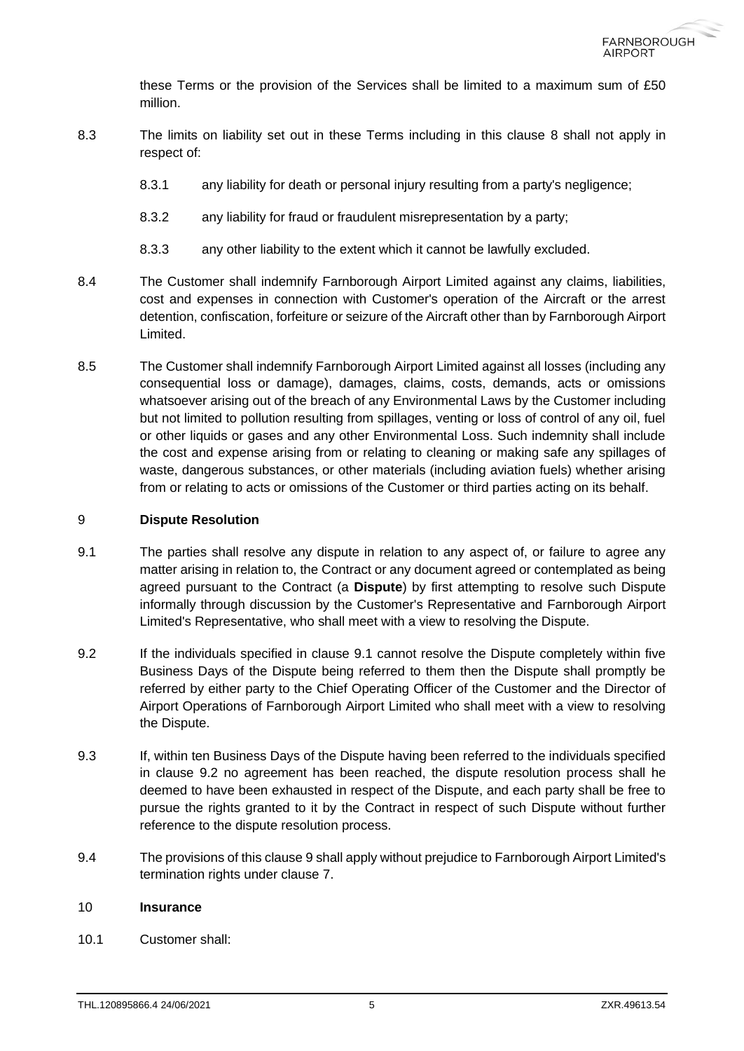these Terms or the provision of the Services shall be limited to a maximum sum of £50 million.

8.3 The limits on liability set out in these Terms including in this clause 8 shall not apply in respect of:

8.3.1 any liability for death or personal injury resulting from a party's negligence;

8.3.2 any liability for fraud or fraudulent misrepresentation by a party;

8.3.3 any other liability to the extent which it cannot be lawfully excluded.

8.4 The Customer shall indemnify Farnborough Airport Limited against any claims, liabilities, cost and expenses in connection with Customer's operation of the Aircraft or the arrest detention, confiscation, forfeiture or seizure of the Aircraft other than by Farnborough Airport Limited.

8.5 The Customer shall indemnify Farnborough Airport Limited against all losses (including any consequential loss or damage), damages, claims, costs, demands, acts or omissions whatsoever arising out of the breach of any Environmental Laws by the Customer including but not limited to pollution resulting from spillages, venting or loss of control of any oil, fuel or other liquids or gases and any other Environmental Loss. Such indemnity shall include the cost and expense arising from or relating to cleaning or making safe any spillages of waste, dangerous substances, or other materials (including aviation fuels) whether arising from or relating to acts or omissions of the Customer or third parties acting on its behalf.

## 9 Dispute Resolution

9.1 The parties shall resolve any dispute in relation to any aspect of, or failure to agree any matter arising in relation to, the Contract or any document agreed or contemplated as being agreed pursuant to the Contract (a **Dispute**) by first attempting to resolve such Dispute informally through discussion by the Customer's Representative and Farnborough Airport Limited's Representative, who shall meet with a view to resolving the Dispute.

9.2 If the individuals specified in clause 9.1 cannot resolve the Dispute completely within five Business Days of the Dispute being referred to them then the Dispute shall promptly be referred by either party to the Chief Operating Officer of the Customer and the Director of Airport Operations of Farnborough Airport Limited who shall meet with a view to resolving the Dispute.

9.3 If, within ten Business Days of the Dispute having been referred to the individuals specified in clause 9.2 no agreement has been reached, the dispute resolution process shall he deemed to have been exhausted in respect of the Dispute, and each party shall be free to pursue the rights granted to it by the Contract in respect of such Dispute without further reference to the dispute resolution process.

9.4 The provisions of this clause 9 shall apply without prejudice to Farnborough Airport Limited's termination rights under clause 7.

## 10 Insurance

10.1 Customer shall: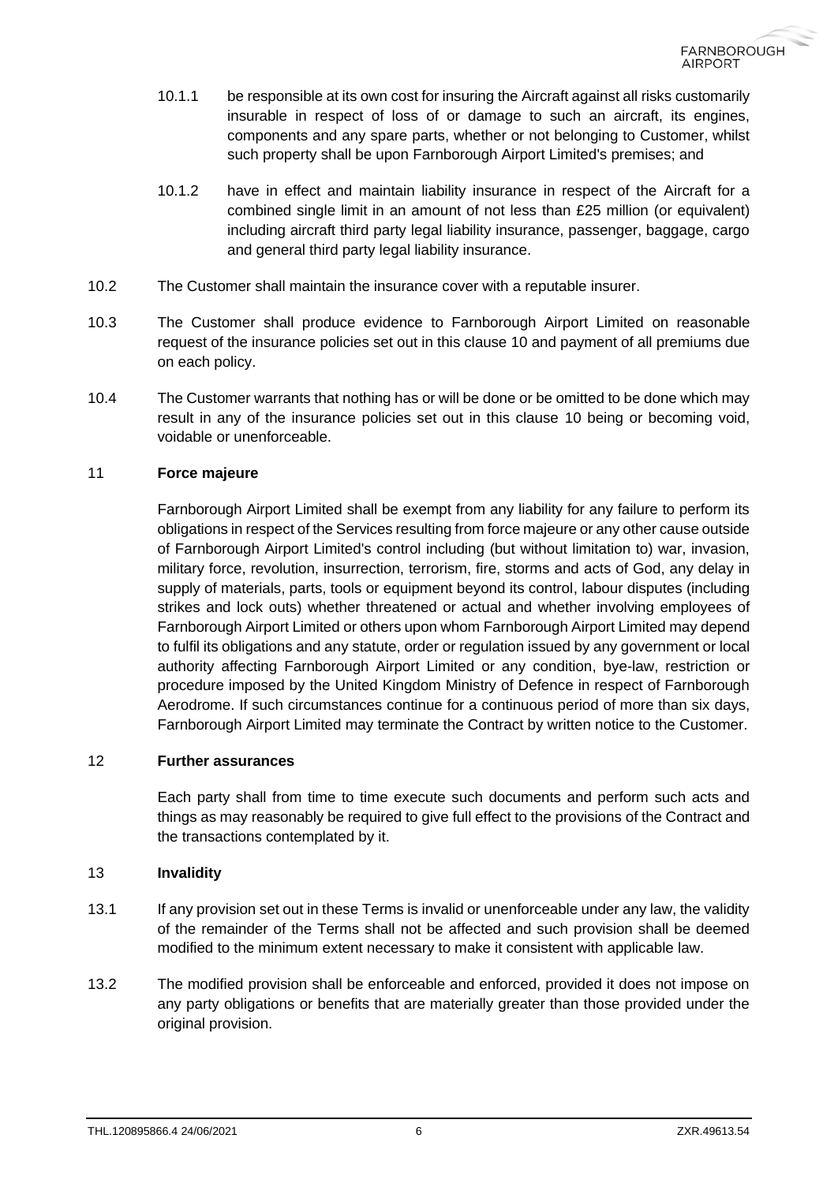10.1.1 be responsible at its own cost for insuring the Aircraft against all risks customarily insurable in respect of loss of or damage to such an aircraft, its engines, components and any spare parts, whether or not belonging to Customer, whilst such property shall be upon Farnborough Airport Limited's premises; and

10.1.2 have in effect and maintain liability insurance in respect of the Aircraft for a combined single limit in an amount of not less than £25 million (or equivalent) including aircraft third party legal liability insurance, passenger, baggage, cargo and general third party legal liability insurance.

10.2 The Customer shall maintain the insurance cover with a reputable insurer.

10.3 The Customer shall produce evidence to Farnborough Airport Limited on reasonable request of the insurance policies set out in this clause 10 and payment of all premiums due on each policy.

10.4 The Customer warrants that nothing has or will be done or be omitted to be done which may result in any of the insurance policies set out in this clause 10 being or becoming void, voidable or unenforceable.

## 11 Force majeure

Farnborough Airport Limited shall be exempt from any liability for any failure to perform its obligations in respect of the Services resulting from force majeure or any other cause outside of Farnborough Airport Limited's control including (but without limitation to) war, invasion, military force, revolution, insurrection, terrorism, fire, storms and acts of God, any delay in supply of materials, parts, tools or equipment beyond its control, labour disputes (including strikes and lock outs) whether threatened or actual and whether involving employees of Farnborough Airport Limited or others upon whom Farnborough Airport Limited may depend to fulfil its obligations and any statute, order or regulation issued by any government or local authority affecting Farnborough Airport Limited or any condition, bye-law, restriction or procedure imposed by the United Kingdom Ministry of Defence in respect of Farnborough Aerodrome. If such circumstances continue for a continuous period of more than six days, Farnborough Airport Limited may terminate the Contract by written notice to the Customer.

## 12 Further assurances

Each party shall from time to time execute such documents and perform such acts and things as may reasonably be required to give full effect to the provisions of the Contract and the transactions contemplated by it.

## 13 Invalidity

13.1 If any provision set out in these Terms is invalid or unenforceable under any law, the validity of the remainder of the Terms shall not be affected and such provision shall be deemed modified to the minimum extent necessary to make it consistent with applicable law.

13.2 The modified provision shall be enforceable and enforced, provided it does not impose on any party obligations or benefits that are materially greater than those provided under the original provision.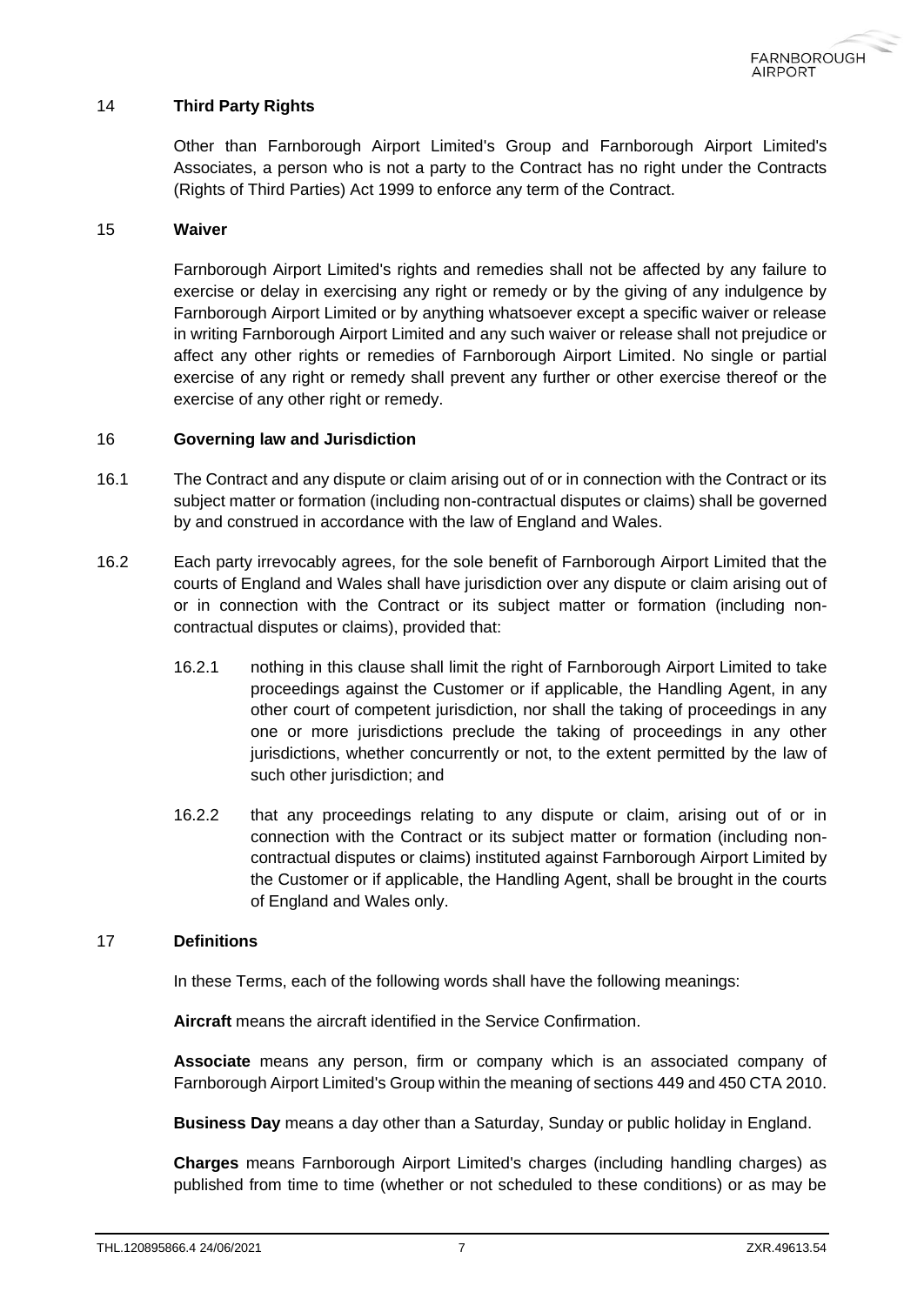## 14 Third Party Rights

Other than Farnborough Airport Limited's Group and Farnborough Airport Limited's Associates, a person who is not a party to the Contract has no right under the Contracts (Rights of Third Parties) Act 1999 to enforce any term of the Contract.

## 15 Waiver

Farnborough Airport Limited's rights and remedies shall not be affected by any failure to exercise or delay in exercising any right or remedy or by the giving of any indulgence by Farnborough Airport Limited or by anything whatsoever except a specific waiver or release in writing Farnborough Airport Limited and any such waiver or release shall not prejudice or affect any other rights or remedies of Farnborough Airport Limited. No single or partial exercise of any right or remedy shall prevent any further or other exercise thereof or the exercise of any other right or remedy.

## 16 Governing law and Jurisdiction

16.1 The Contract and any dispute or claim arising out of or in connection with the Contract or its subject matter or formation (including non-contractual disputes or claims) shall be governed by and construed in accordance with the law of England and Wales.

16.2 Each party irrevocably agrees, for the sole benefit of Farnborough Airport Limited that the courts of England and Wales shall have jurisdiction over any dispute or claim arising out of or in connection with the Contract or its subject matter or formation (including non-contractual disputes or claims), provided that:

16.2.1 nothing in this clause shall limit the right of Farnborough Airport Limited to take proceedings against the Customer or if applicable, the Handling Agent, in any other court of competent jurisdiction, nor shall the taking of proceedings in any one or more jurisdictions preclude the taking of proceedings in any other jurisdictions, whether concurrently or not, to the extent permitted by the law of such other jurisdiction; and

16.2.2 that any proceedings relating to any dispute or claim, arising out of or in connection with the Contract or its subject matter or formation (including non-contractual disputes or claims) instituted against Farnborough Airport Limited by the Customer or if applicable, the Handling Agent, shall be brought in the courts of England and Wales only.

## 17 Definitions

In these Terms, each of the following words shall have the following meanings:

**Aircraft** means the aircraft identified in the Service Confirmation.

**Associate** means any person, firm or company which is an associated company of Farnborough Airport Limited's Group within the meaning of sections 449 and 450 CTA 2010.

**Business Day** means a day other than a Saturday, Sunday or public holiday in England.

**Charges** means Farnborough Airport Limited's charges (including handling charges) as published from time to time (whether or not scheduled to these conditions) or as may be

THL.120895866.4 24/06/2021 ZXR.49613.54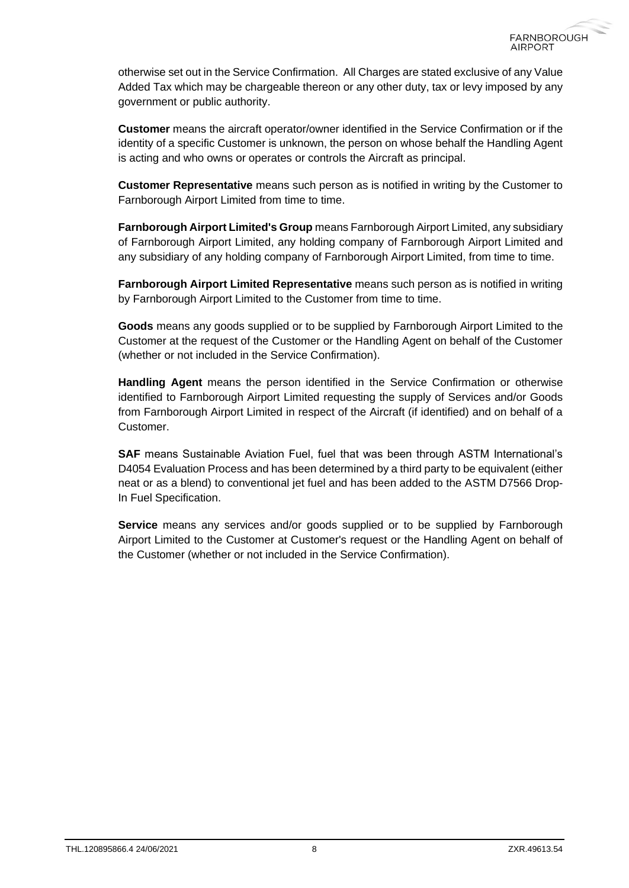otherwise set out in the Service Confirmation. All Charges are stated exclusive of any Value Added Tax which may be chargeable thereon or any other duty, tax or levy imposed by any government or public authority.

**Customer** means the aircraft operator/owner identified in the Service Confirmation or if the identity of a specific Customer is unknown, the person on whose behalf the Handling Agent is acting and who owns or operates or controls the Aircraft as principal.

**Customer Representative** means such person as is notified in writing by the Customer to Farnborough Airport Limited from time to time.

**Farnborough Airport Limited's Group** means Farnborough Airport Limited, any subsidiary of Farnborough Airport Limited, any holding company of Farnborough Airport Limited and any subsidiary of any holding company of Farnborough Airport Limited, from time to time.

**Farnborough Airport Limited Representative** means such person as is notified in writing by Farnborough Airport Limited to the Customer from time to time.

**Goods** means any goods supplied or to be supplied by Farnborough Airport Limited to the Customer at the request of the Customer or the Handling Agent on behalf of the Customer (whether or not included in the Service Confirmation).

**Handling Agent** means the person identified in the Service Confirmation or otherwise identified to Farnborough Airport Limited requesting the supply of Services and/or Goods from Farnborough Airport Limited in respect of the Aircraft (if identified) and on behalf of a Customer.

**SAF** means Sustainable Aviation Fuel, fuel that was been through ASTM International's D4054 Evaluation Process and has been determined by a third party to be equivalent (either neat or as a blend) to conventional jet fuel and has been added to the ASTM D7566 Drop-In Fuel Specification.

**Service** means any services and/or goods supplied or to be supplied by Farnborough Airport Limited to the Customer at Customer's request or the Handling Agent on behalf of the Customer (whether or not included in the Service Confirmation).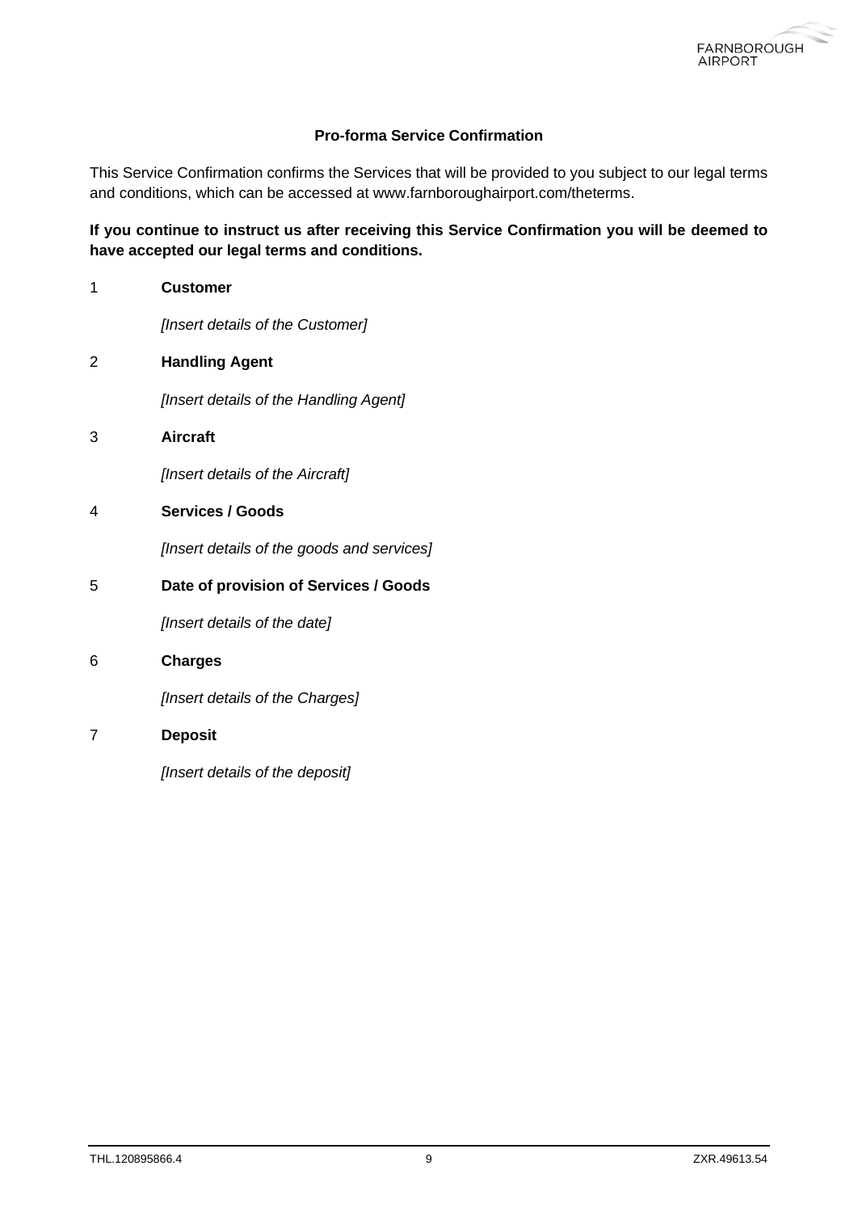## Pro-forma Service Confirmation

This Service Confirmation confirms the Services that will be provided to you subject to our legal terms and conditions, which can be accessed at www.farnboroughairport.com/theterms.

**If you continue to instruct us after receiving this Service Confirmation you will be deemed to have accepted our legal terms and conditions.**

1 **Customer**

*[Insert details of the Customer]*

2 **Handling Agent**

*[Insert details of the Handling Agent]*

3 **Aircraft**

*[Insert details of the Aircraft]*

4 **Services / Goods**

*[Insert details of the goods and services]*

5 **Date of provision of Services / Goods**

*[Insert details of the date]*

6 **Charges**

*[Insert details of the Charges]*

7 **Deposit**

*[Insert details of the deposit]*